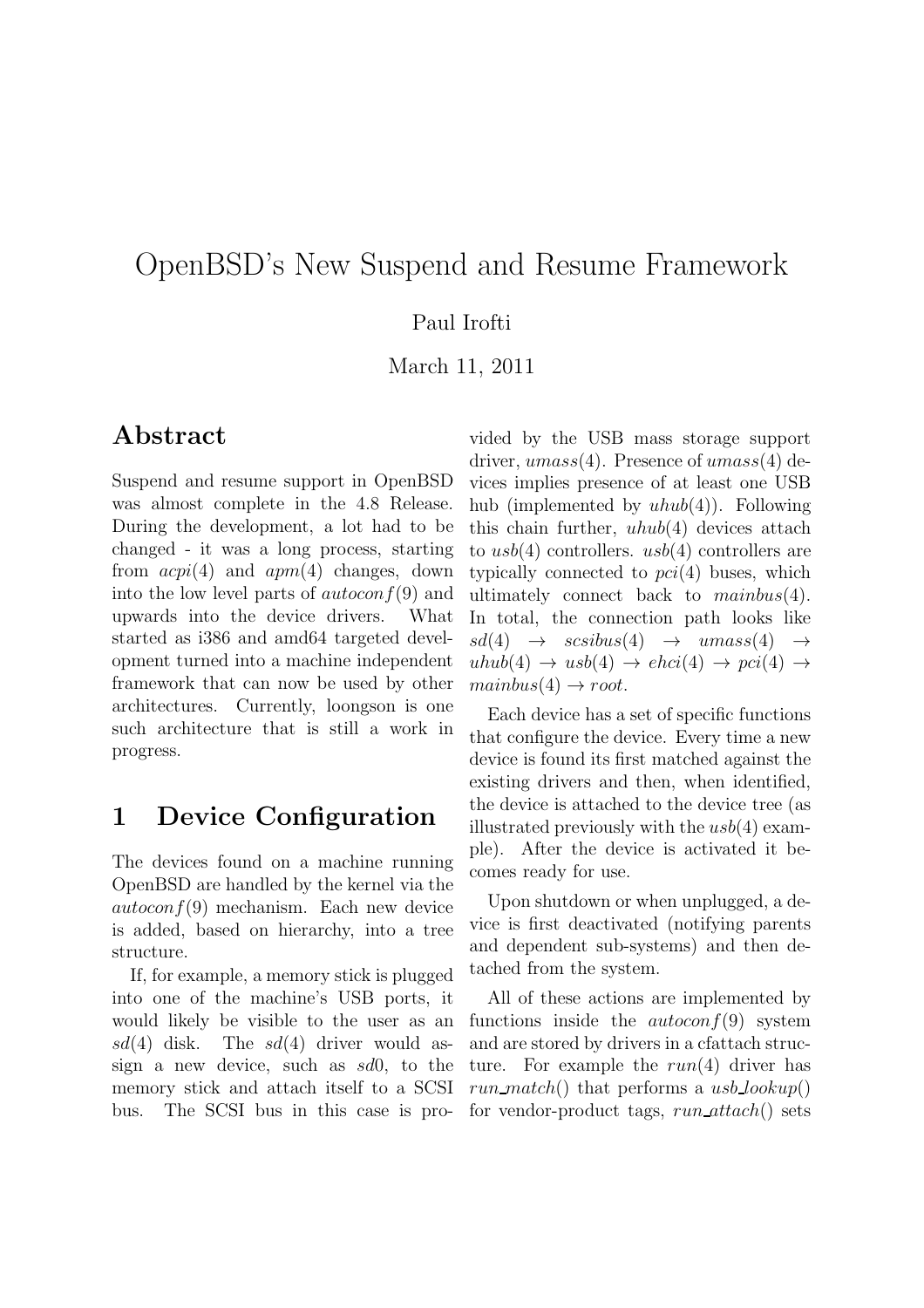# OpenBSD's New Suspend and Resume Framework

Paul Irofti

March 11, 2011

## Abstract

Suspend and resume support in OpenBSD was almost complete in the 4.8 Release. During the development, a lot had to be changed - it was a long process, starting from *acpi*(4) and *apm*(4) changes, down into the low level parts of *autoconf*(9) and upwards into the device drivers. What started as i386 and amd64 targeted development turned into a machine independent framework that can now be used by other architectures. Currently, loongson is one such architecture that is still a work in progress.

## 1 Device Configuration

The devices found on a machine running OpenBSD are handled by the kernel via the *autoconf*(9) mechanism. Each new device is added, based on hierarchy, into a tree structure.

If, for example, a memory stick is plugged into one of the machine's USB ports, it would likely be visible to the user as an *sd*(4) disk. The *sd*(4) driver would assign a new device, such as *sd*0, to the memory stick and attach itself to a SCSI bus. The SCSI bus in this case is provided by the USB mass storage support driver, *umass*(4). Presence of *umass*(4) devices implies presence of at least one USB hub (implemented by *uhub*(4)). Following this chain further, *uhub*(4) devices attach to *usb*(4) controllers. *usb*(4) controllers are typically connected to *pci*(4) buses, which ultimately connect back to *mainbus*(4). In total, the connection path looks like *sd*(4) → *scsibus*(4) → *umass*(4) → *uhub*(4) → *usb*(4) → *ehci*(4) → *pci*(4) → *mainbus*(4) → *root*.

Each device has a set of specific functions that configure the device. Every time a new device is found its first matched against the existing drivers and then, when identified, the device is attached to the device tree (as illustrated previously with the *usb*(4) example). After the device is activated it becomes ready for use.

Upon shutdown or when unplugged, a device is first deactivated (notifying parents and dependent sub-systems) and then detached from the system.

All of these actions are implemented by functions inside the *autoconf*(9) system and are stored by drivers in a cfattach structure. For example the *run*(4) driver has *run_match*() that performs a *usb_lookup*() for vendor-product tags, *run_attach*() sets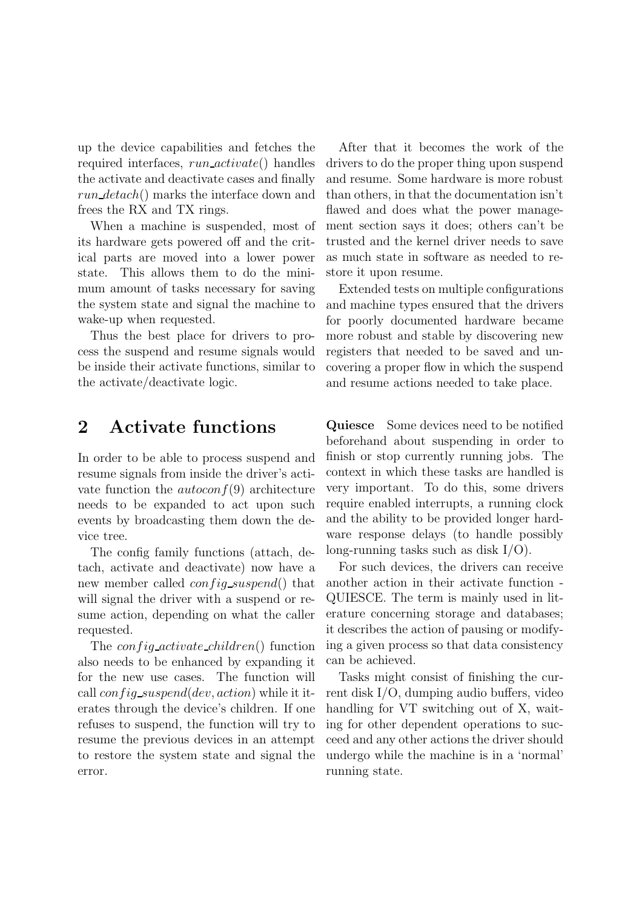up the device capabilities and fetches the required interfaces, *run_activate*() handles the activate and deactivate cases and finally *run_detach*() marks the interface down and frees the RX and TX rings.

When a machine is suspended, most of its hardware gets powered off and the critical parts are moved into a lower power state. This allows them to do the minimum amount of tasks necessary for saving the system state and signal the machine to wake-up when requested.

Thus the best place for drivers to process the suspend and resume signals would be inside their activate functions, similar to the activate/deactivate logic.

## 2 Activate functions

In order to be able to process suspend and resume signals from inside the driver's activate function the *autoconf*(9) architecture needs to be expanded to act upon such events by broadcasting them down the device tree.

The config family functions (attach, detach, activate and deactivate) now have a new member called *config_suspend*() that will signal the driver with a suspend or resume action, depending on what the caller requested.

The *config_activate_children*() function also needs to be enhanced by expanding it for the new use cases. The function will call *config_suspend*(*dev*, *action*) while it iterates through the device's children. If one refuses to suspend, the function will try to resume the previous devices in an attempt to restore the system state and signal the error.

After that it becomes the work of the drivers to do the proper thing upon suspend and resume. Some hardware is more robust than others, in that the documentation isn't flawed and does what the power management section says it does; others can't be trusted and the kernel driver needs to save as much state in software as needed to restore it upon resume.

Extended tests on multiple configurations and machine types ensured that the drivers for poorly documented hardware became more robust and stable by discovering new registers that needed to be saved and uncovering a proper flow in which the suspend and resume actions needed to take place.

**Quiesce** Some devices need to be notified beforehand about suspending in order to finish or stop currently running jobs. The context in which these tasks are handled is very important. To do this, some drivers require enabled interrupts, a running clock and the ability to be provided longer hardware response delays (to handle possibly long-running tasks such as disk I/O).

For such devices, the drivers can receive another action in their activate function - QUIESCE. The term is mainly used in literature concerning storage and databases; it describes the action of pausing or modifying a given process so that data consistency can be achieved.

Tasks might consist of finishing the current disk I/O, dumping audio buffers, video handling for VT switching out of X, waiting for other dependent operations to succeed and any other actions the driver should undergo while the machine is in a 'normal' running state.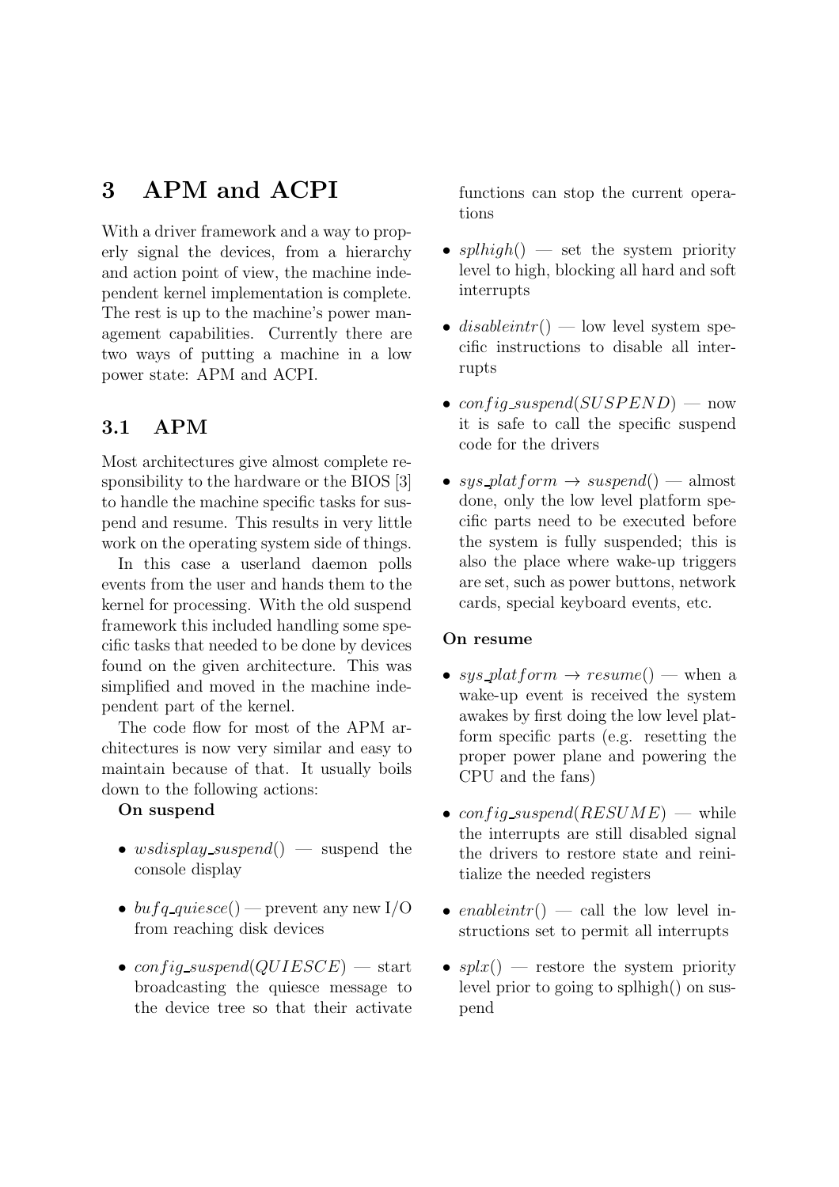# 3 APM and ACPI

With a driver framework and a way to properly signal the devices, from a hierarchy and action point of view, the machine independent kernel implementation is complete. The rest is up to the machine's power management capabilities. Currently there are two ways of putting a machine in a low power state: APM and ACPI.

## 3.1 APM

Most architectures give almost complete responsibility to the hardware or the BIOS [3] to handle the machine specific tasks for suspend and resume. This results in very little work on the operating system side of things.

In this case a userland daemon polls events from the user and hands them to the kernel for processing. With the old suspend framework this included handling some specific tasks that needed to be done by devices found on the given architecture. This was simplified and moved in the machine independent part of the kernel.

The code flow for most of the APM architectures is now very similar and easy to maintain because of that. It usually boils down to the following actions:

**On suspend**

- *wsdisplay_suspend*() — suspend the console display
- *bufq_quiesce*() — prevent any new I/O from reaching disk devices
- *config_suspend*(*QUIESCE*) — start broadcasting the quiesce message to the device tree so that their activate functions can stop the current operations
- *splhigh*() — set the system priority level to high, blocking all hard and soft interrupts
- *disableintr*() — low level system specific instructions to disable all interrupts
- *config_suspend*(*SUSPEND*) — now it is safe to call the specific suspend code for the drivers
- *sys_platform* → *suspend*() — almost done, only the low level platform specific parts need to be executed before the system is fully suspended; this is also the place where wake-up triggers are set, such as power buttons, network cards, special keyboard events, etc.

**On resume**

- *sys_platform* → *resume*() — when a wake-up event is received the system awakes by first doing the low level platform specific parts (e.g. resetting the proper power plane and powering the CPU and the fans)
- *config_suspend*(*RESUME*) — while the interrupts are still disabled signal the drivers to restore state and reinitialize the needed registers
- *enableintr*() — call the low level instructions set to permit all interrupts
- *splx*() — restore the system priority level prior to going to splhigh() on suspend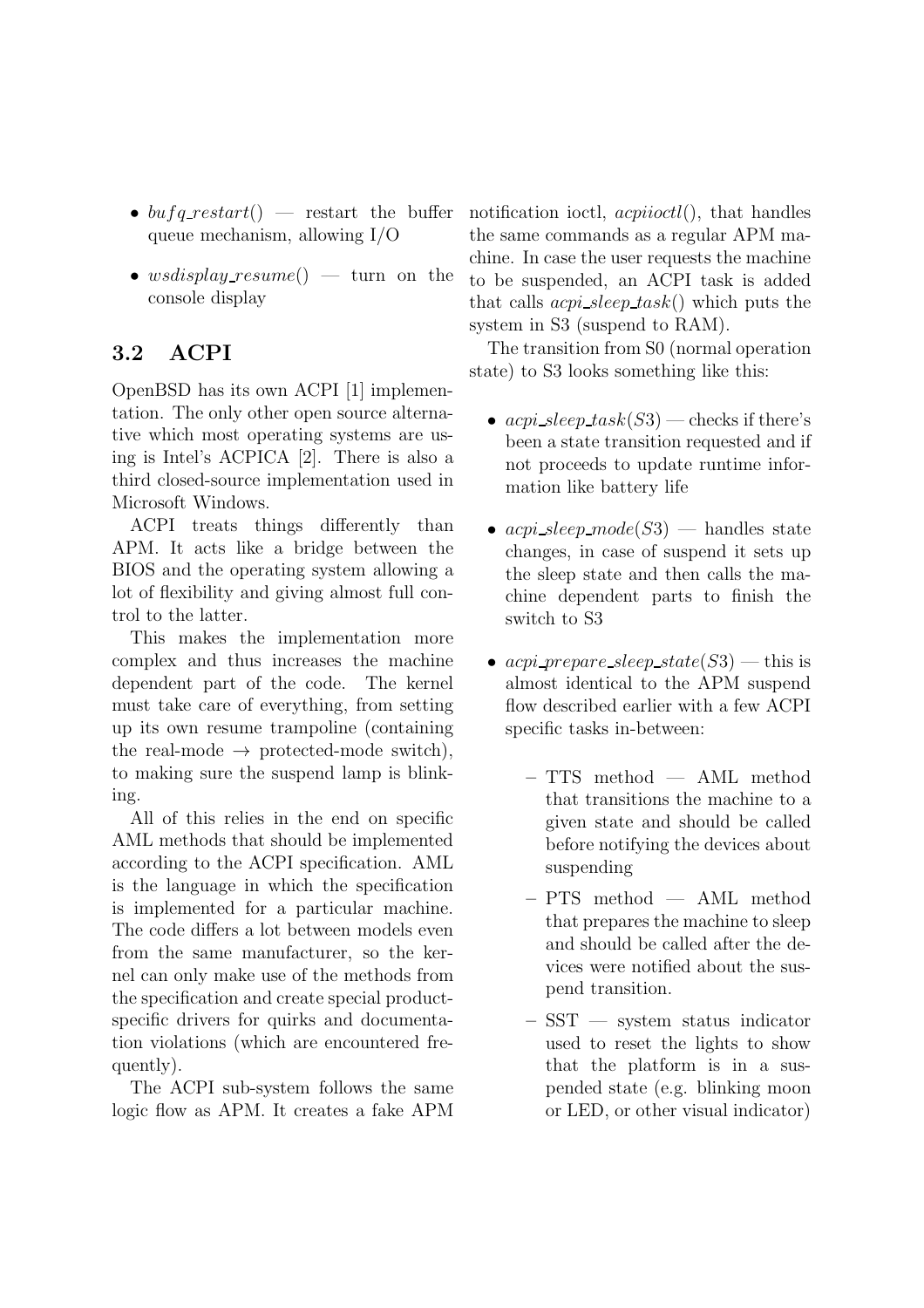- *bufq_restart*() — restart the buffer queue mechanism, allowing I/O
- *wsdisplay_resume*() — turn on the console display

## 3.2 ACPI

OpenBSD has its own ACPI [1] implementation. The only other open source alternative which most operating systems are using is Intel's ACPICA [2]. There is also a third closed-source implementation used in Microsoft Windows.

ACPI treats things differently than APM. It acts like a bridge between the BIOS and the operating system allowing a lot of flexibility and giving almost full control to the latter.

This makes the implementation more complex and thus increases the machine dependent part of the code. The kernel must take care of everything, from setting up its own resume trampoline (containing the real-mode → protected-mode switch), to making sure the suspend lamp is blinking.

All of this relies in the end on specific AML methods that should be implemented according to the ACPI specification. AML is the language in which the specification is implemented for a particular machine. The code differs a lot between models even from the same manufacturer, so the kernel can only make use of the methods from the specification and create special product-specific drivers for quirks and documentation violations (which are encountered frequently).

The ACPI sub-system follows the same logic flow as APM. It creates a fake APM notification ioctl, *acpiioctl*(), that handles the same commands as a regular APM machine. In case the user requests the machine to be suspended, an ACPI task is added that calls *acpi_sleep_task*() which puts the system in S3 (suspend to RAM).

The transition from S0 (normal operation state) to S3 looks something like this:

- *acpi_sleep_task*(*S*3) — checks if there's been a state transition requested and if not proceeds to update runtime information like battery life
- *acpi_sleep_mode*(*S*3) — handles state changes, in case of suspend it sets up the sleep state and then calls the machine dependent parts to finish the switch to S3
- *acpi_prepare_sleep_state*(*S*3) — this is almost identical to the APM suspend flow described earlier with a few ACPI specific tasks in-between:
  - TTS method — AML method that transitions the machine to a given state and should be called before notifying the devices about suspending
  - PTS method — AML method that prepares the machine to sleep and should be called after the devices were notified about the suspend transition.
  - SST — system status indicator used to reset the lights to show that the platform is in a suspended state (e.g. blinking moon or LED, or other visual indicator)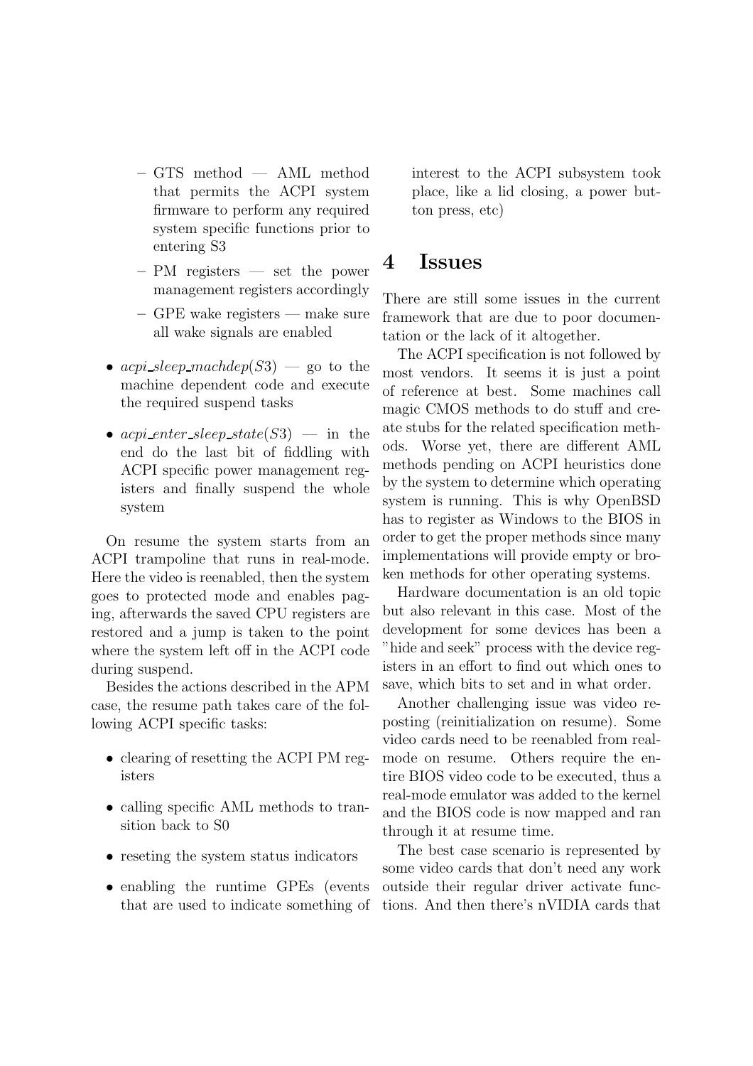- GTS method — AML method that permits the ACPI system firmware to perform any required system specific functions prior to entering S3
  - PM registers — set the power management registers accordingly
  - GPE wake registers — make sure all wake signals are enabled

- *acpi_sleep_machdep*($S3$) — go to the machine dependent code and execute the required suspend tasks
- *acpi_enter_sleep_state*($S3$) — in the end do the last bit of fiddling with ACPI specific power management registers and finally suspend the whole system

On resume the system starts from an ACPI trampoline that runs in real-mode. Here the video is reenabled, then the system goes to protected mode and enables paging, afterwards the saved CPU registers are restored and a jump is taken to the point where the system left off in the ACPI code during suspend.

Besides the actions described in the APM case, the resume path takes care of the following ACPI specific tasks:

- clearing of resetting the ACPI PM registers
- calling specific AML methods to transition back to S0
- reseting the system status indicators
- enabling the runtime GPEs (events that are used to indicate something of interest to the ACPI subsystem took place, like a lid closing, a power button press, etc)

## 4 Issues

There are still some issues in the current framework that are due to poor documentation or the lack of it altogether.

The ACPI specification is not followed by most vendors. It seems it is just a point of reference at best. Some machines call magic CMOS methods to do stuff and create stubs for the related specification methods. Worse yet, there are different AML methods pending on ACPI heuristics done by the system to determine which operating system is running. This is why OpenBSD has to register as Windows to the BIOS in order to get the proper methods since many implementations will provide empty or broken methods for other operating systems.

Hardware documentation is an old topic but also relevant in this case. Most of the development for some devices has been a "hide and seek" process with the device registers in an effort to find out which ones to save, which bits to set and in what order.

Another challenging issue was video reposting (reinitialization on resume). Some video cards need to be reenabled from real-mode on resume. Others require the entire BIOS video code to be executed, thus a real-mode emulator was added to the kernel and the BIOS code is now mapped and ran through it at resume time.

The best case scenario is represented by some video cards that don't need any work outside their regular driver activate functions. And then there's nVIDIA cards that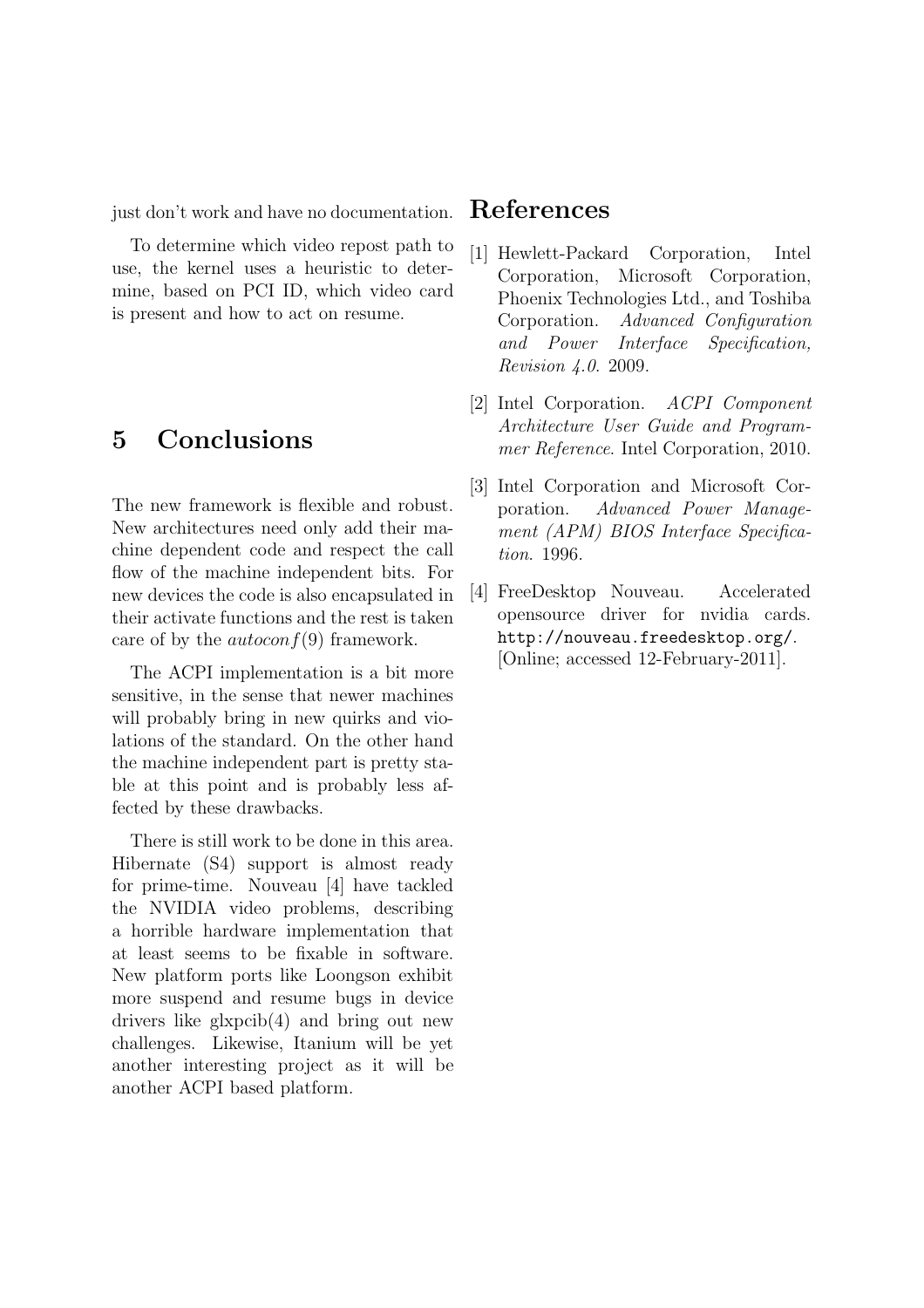just don't work and have no documentation.

To determine which video repost path to use, the kernel uses a heuristic to determine, based on PCI ID, which video card is present and how to act on resume.

## 5 Conclusions

The new framework is flexible and robust. New architectures need only add their machine dependent code and respect the call flow of the machine independent bits. For new devices the code is also encapsulated in their activate functions and the rest is taken care of by the *autoconf*(9) framework.

The ACPI implementation is a bit more sensitive, in the sense that newer machines will probably bring in new quirks and violations of the standard. On the other hand the machine independent part is pretty stable at this point and is probably less affected by these drawbacks.

There is still work to be done in this area. Hibernate (S4) support is almost ready for prime-time. Nouveau [4] have tackled the NVIDIA video problems, describing a horrible hardware implementation that at least seems to be fixable in software. New platform ports like Loongson exhibit more suspend and resume bugs in device drivers like glxpcib(4) and bring out new challenges. Likewise, Itanium will be yet another interesting project as it will be another ACPI based platform.

## References

[1] Hewlett-Packard Corporation, Intel Corporation, Microsoft Corporation, Phoenix Technologies Ltd., and Toshiba Corporation. *Advanced Configuration and Power Interface Specification, Revision 4.0*. 2009.

[2] Intel Corporation. *ACPI Component Architecture User Guide and Programmer Reference*. Intel Corporation, 2010.

[3] Intel Corporation and Microsoft Corporation. *Advanced Power Management (APM) BIOS Interface Specification*. 1996.

[4] FreeDesktop Nouveau. Accelerated opensource driver for nvidia cards. `http://nouveau.freedesktop.org/`. [Online; accessed 12-February-2011].